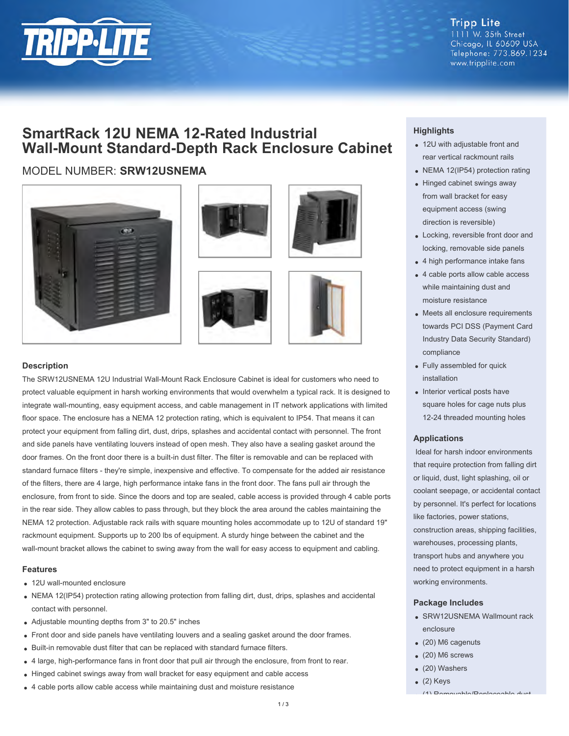Tripp Lite
1111 W. 35th Street
Chicago, IL 60609 USA
Telephone: 773.869.1234
www.tripplite.com

# SmartRack 12U NEMA 12-Rated Industrial Wall-Mount Standard-Depth Rack Enclosure Cabinet

## MODEL NUMBER: **SRW12USNEMA**

### Description

The SRW12USNEMA 12U Industrial Wall-Mount Rack Enclosure Cabinet is ideal for customers who need to protect valuable equipment in harsh working environments that would overwhelm a typical rack. It is designed to integrate wall-mounting, easy equipment access, and cable management in IT network applications with limited floor space. The enclosure has a NEMA 12 protection rating, which is equivalent to IP54. That means it can protect your equipment from falling dirt, dust, drips, splashes and accidental contact with personnel. The front and side panels have ventilating louvers instead of open mesh. They also have a sealing gasket around the door frames. On the front door there is a built-in dust filter. The filter is removable and can be replaced with standard furnace filters - they're simple, inexpensive and effective. To compensate for the added air resistance of the filters, there are 4 large, high performance intake fans in the front door. The fans pull air through the enclosure, from front to side. Since the doors and top are sealed, cable access is provided through 4 cable ports in the rear side. They allow cables to pass through, but they block the area around the cables maintaining the NEMA 12 protection. Adjustable rack rails with square mounting holes accommodate up to 12U of standard 19" rackmount equipment. Supports up to 200 lbs of equipment. A sturdy hinge between the cabinet and the wall-mount bracket allows the cabinet to swing away from the wall for easy access to equipment and cabling.

### Features

- 12U wall-mounted enclosure
- NEMA 12(IP54) protection rating allowing protection from falling dirt, dust, drips, splashes and accidental contact with personnel.
- Adjustable mounting depths from 3" to 20.5" inches
- Front door and side panels have ventilating louvers and a sealing gasket around the door frames.
- Built-in removable dust filter that can be replaced with standard furnace filters.
- 4 large, high-performance fans in front door that pull air through the enclosure, from front to rear.
- Hinged cabinet swings away from wall bracket for easy equipment and cable access
- 4 cable ports allow cable access while maintaining dust and moisture resistance

### Highlights

- 12U with adjustable front and rear vertical rackmount rails
- NEMA 12(IP54) protection rating
- Hinged cabinet swings away from wall bracket for easy equipment access (swing direction is reversible)
- Locking, reversible front door and locking, removable side panels
- 4 high performance intake fans
- 4 cable ports allow cable access while maintaining dust and moisture resistance
- Meets all enclosure requirements towards PCI DSS (Payment Card Industry Data Security Standard) compliance
- Fully assembled for quick installation
- Interior vertical posts have square holes for cage nuts plus 12-24 threaded mounting holes

### Applications

Ideal for harsh indoor environments that require protection from falling dirt or liquid, dust, light splashing, oil or coolant seepage, or accidental contact by personnel. It's perfect for locations like factories, power stations, construction areas, shipping facilities, warehouses, processing plants, transport hubs and anywhere you need to protect equipment in a harsh working environments.

### Package Includes

- SRW12USNEMA Wallmount rack enclosure
- (20) M6 cagenuts
- (20) M6 screws
- (20) Washers
- (2) Keys
- (1) Removable/Replaceable dust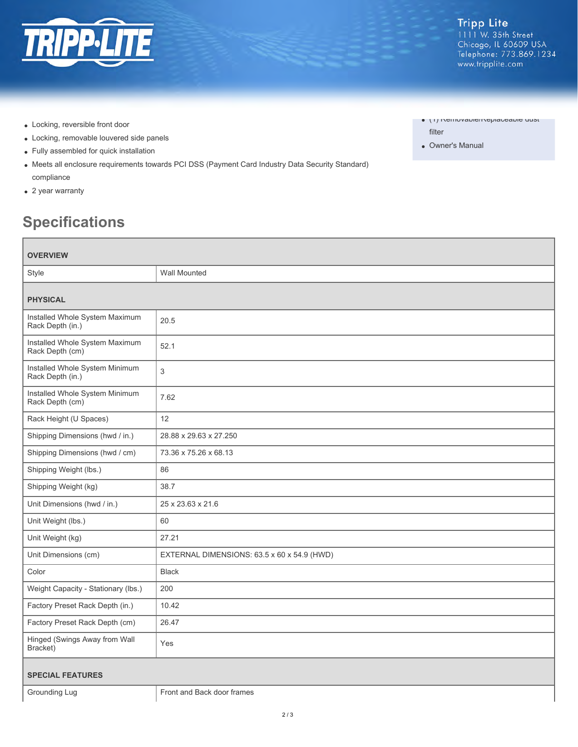- Locking, reversible front door
- Locking, removable louvered side panels
- Fully assembled for quick installation
- Meets all enclosure requirements towards PCI DSS (Payment Card Industry Data Security Standard) compliance
- 2 year warranty

- (1) Removable/Replaceable dust filter
- Owner's Manual

## Specifications

| OVERVIEW | |
|---|---|
| Style | Wall Mounted |
| **PHYSICAL** | |
| Installed Whole System Maximum Rack Depth (in.) | 20.5 |
| Installed Whole System Maximum Rack Depth (cm) | 52.1 |
| Installed Whole System Minimum Rack Depth (in.) | 3 |
| Installed Whole System Minimum Rack Depth (cm) | 7.62 |
| Rack Height (U Spaces) | 12 |
| Shipping Dimensions (hwd / in.) | 28.88 x 29.63 x 27.250 |
| Shipping Dimensions (hwd / cm) | 73.36 x 75.26 x 68.13 |
| Shipping Weight (lbs.) | 86 |
| Shipping Weight (kg) | 38.7 |
| Unit Dimensions (hwd / in.) | 25 x 23.63 x 21.6 |
| Unit Weight (lbs.) | 60 |
| Unit Weight (kg) | 27.21 |
| Unit Dimensions (cm) | EXTERNAL DIMENSIONS: 63.5 x 60 x 54.9 (HWD) |
| Color | Black |
| Weight Capacity - Stationary (lbs.) | 200 |
| Factory Preset Rack Depth (in.) | 10.42 |
| Factory Preset Rack Depth (cm) | 26.47 |
| Hinged (Swings Away from Wall Bracket) | Yes |
| **SPECIAL FEATURES** | |
| Grounding Lug | Front and Back door frames |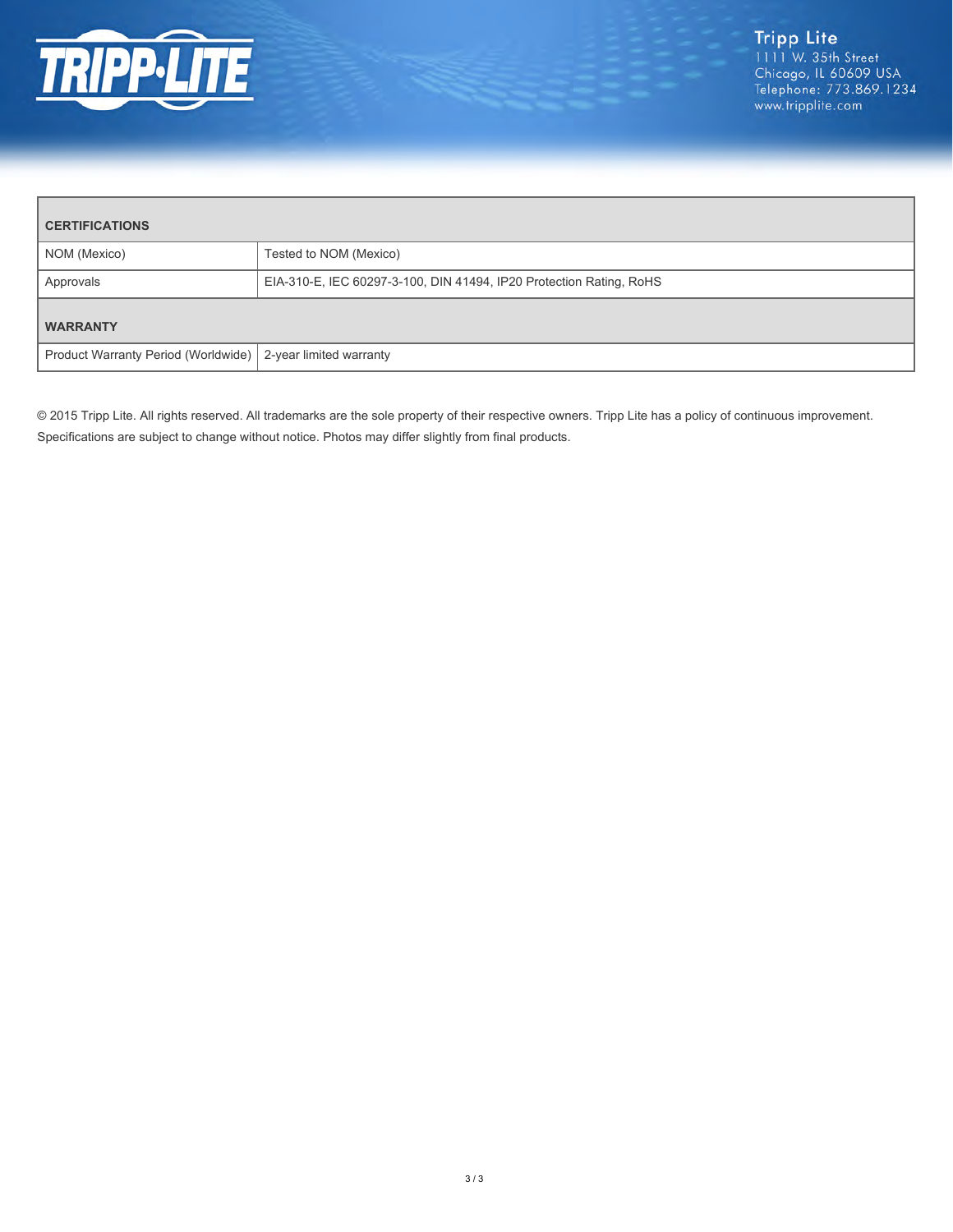| CERTIFICATIONS | |
|---|---|
| NOM (Mexico) | Tested to NOM (Mexico) |
| Approvals | EIA-310-E, IEC 60297-3-100, DIN 41494, IP20 Protection Rating, RoHS |
| **WARRANTY** | |
| Product Warranty Period (Worldwide) | 2-year limited warranty |

© 2015 Tripp Lite. All rights reserved. All trademarks are the sole property of their respective owners. Tripp Lite has a policy of continuous improvement. Specifications are subject to change without notice. Photos may differ slightly from final products.